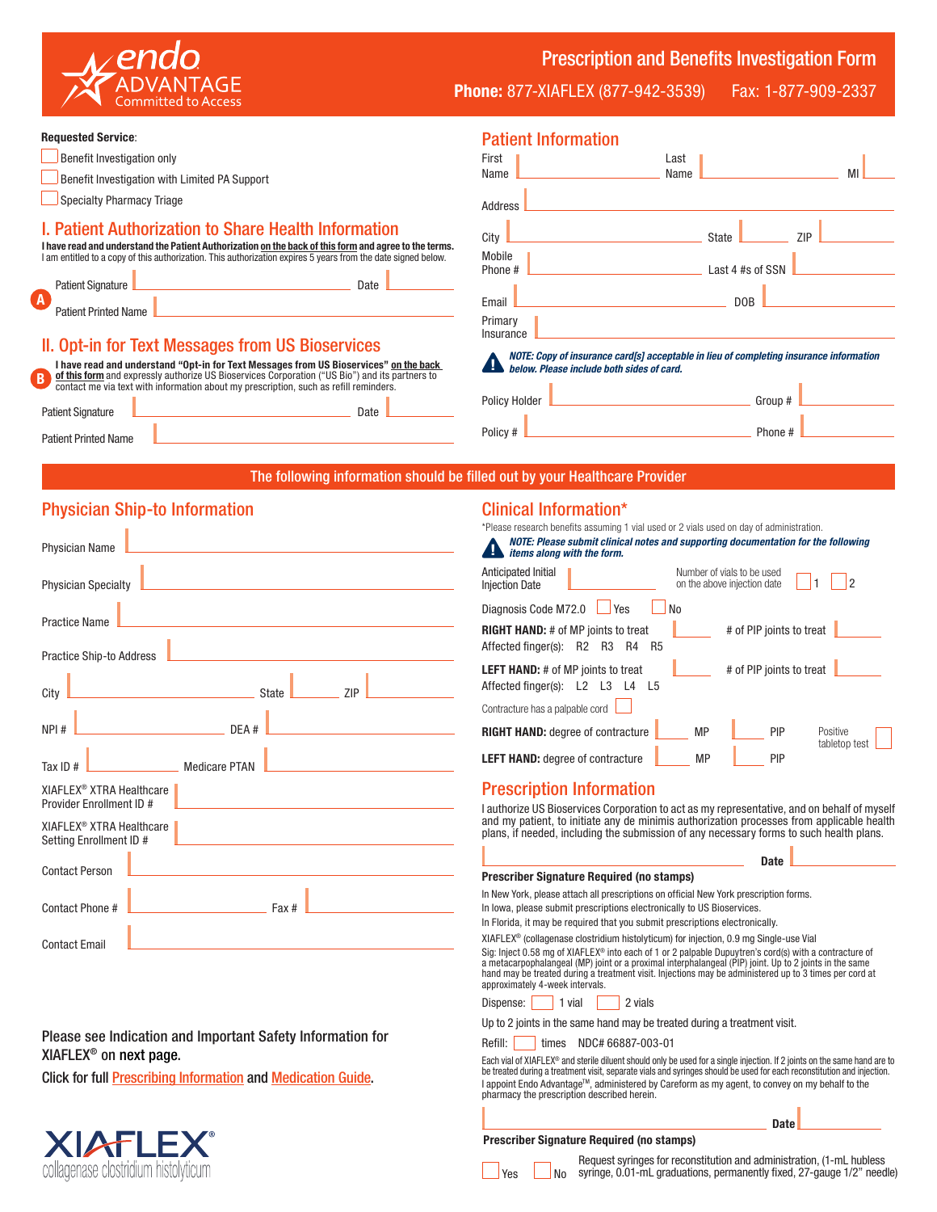endo ADVANTAGE Committed to Access

# Prescription and Benefits Investigation Form

**Phone:** 877-XIAFLEX (877-942-3539) Fax: 1-877-909-2337

**Requested Service**:

- ☐ Benefit Investigation only
- ☐ Benefit Investigation with Limited PA Support
- ☐ Specialty Pharmacy Triage

## I. Patient Authorization to Share Health Information

**I have read and understand the Patient Authorization on the back of this form and agree to the terms.**
I am entitled to a copy of this authorization. This authorization expires 5 years from the date signed below.

A

Patient Signature ____________________ Date ____________

Patient Printed Name ____________________

## II. Opt-in for Text Messages from US Bioservices

B

**I have read and understand "Opt-in for Text Messages from US Bioservices" on the back of this form** and expressly authorize US Bioservices Corporation ("US Bio") and its partners to contact me via text with information about my prescription, such as refill reminders.

Patient Signature ____________________ Date ____________

Patient Printed Name ____________________

## Patient Information

First Name ____________ Last Name ____________ MI ____

Address ____________________

City ____________ State ______ ZIP ______

Mobile Phone # ____________ Last 4 #s of SSN ______

Email ____________ DOB ______

Primary Insurance ____________________

***NOTE: Copy of insurance card[s] acceptable in lieu of completing insurance information below. Please include both sides of card.***

Policy Holder ____________ Group # ______

Policy # ____________ Phone # ______

**The following information should be filled out by your Healthcare Provider**

## Physician Ship-to Information

Physician Name ____________________

Physician Specialty ____________________

Practice Name ____________________

Practice Ship-to Address ____________________

City ____________ State ______ ZIP ______

NPI # ____________ DEA # ____________

Tax ID # ____________ Medicare PTAN ____________

XIAFLEX® XTRA Healthcare Provider Enrollment ID # ____________________

XIAFLEX® XTRA Healthcare Setting Enrollment ID # ____________________

Contact Person ____________________

Contact Phone # ____________ Fax # ____________

Contact Email ____________________

Please see Indication and Important Safety Information for XIAFLEX® on next page.

Click for full Prescribing Information and Medication Guide.

XIAFLEX® collagenase clostridium histolyticum

## Clinical Information*

*Please research benefits assuming 1 vial used or 2 vials used on day of administration.

***NOTE: Please submit clinical notes and supporting documentation for the following items along with the form.***

Anticipated Initial Injection Date ____________ Number of vials to be used on the above injection date ☐ 1 ☐ 2

Diagnosis Code M72.0 ☐ Yes ☐ No

**RIGHT HAND:** # of MP joints to treat ______ # of PIP joints to treat ______
Affected finger(s): R2 R3 R4 R5

**LEFT HAND:** # of MP joints to treat ______ # of PIP joints to treat ______
Affected finger(s): L2 L3 L4 L5

Contracture has a palpable cord ☐

**RIGHT HAND:** degree of contracture ______ MP ______ PIP Positive tabletop test ☐

**LEFT HAND:** degree of contracture ______ MP ______ PIP

## Prescription Information

I authorize US Bioservices Corporation to act as my representative, and on behalf of myself and my patient, to initiate any de minimis authorization processes from applicable health plans, if needed, including the submission of any necessary forms to such health plans.

____________________ **Date** ____________

**Prescriber Signature Required (no stamps)**

In New York, please attach all prescriptions on official New York prescription forms.
In Iowa, please submit prescriptions electronically to US Bioservices.
In Florida, it may be required that you submit prescriptions electronically.

XIAFLEX® (collagenase clostridium histolyticum) for injection, 0.9 mg Single-use Vial

Sig: Inject 0.58 mg of XIAFLEX® into each of 1 or 2 palpable Dupuytren's cord(s) with a contracture of a metacarpophalangeal (MP) joint or a proximal interphalangeal (PIP) joint. Up to 2 joints in the same hand may be treated during a treatment visit. Injections may be administered up to 3 times per cord at approximately 4-week intervals.

Dispense: ☐ 1 vial ☐ 2 vials

Up to 2 joints in the same hand may be treated during a treatment visit.

Refill: ☐ times NDC# 66887-003-01

Each vial of XIAFLEX® and sterile diluent should only be used for a single injection. If 2 joints on the same hand are to be treated during a treatment visit, separate vials and syringes should be used for each reconstitution and injection.
I appoint Endo Advantage™, administered by Careform as my agent, to convey on my behalf to the pharmacy the prescription described herein.

____________________ **Date** ____________

**Prescriber Signature Required (no stamps)**

☐ Yes ☐ No Request syringes for reconstitution and administration, (1-mL hubless syringe, 0.01-mL graduations, permanently fixed, 27-gauge 1/2" needle)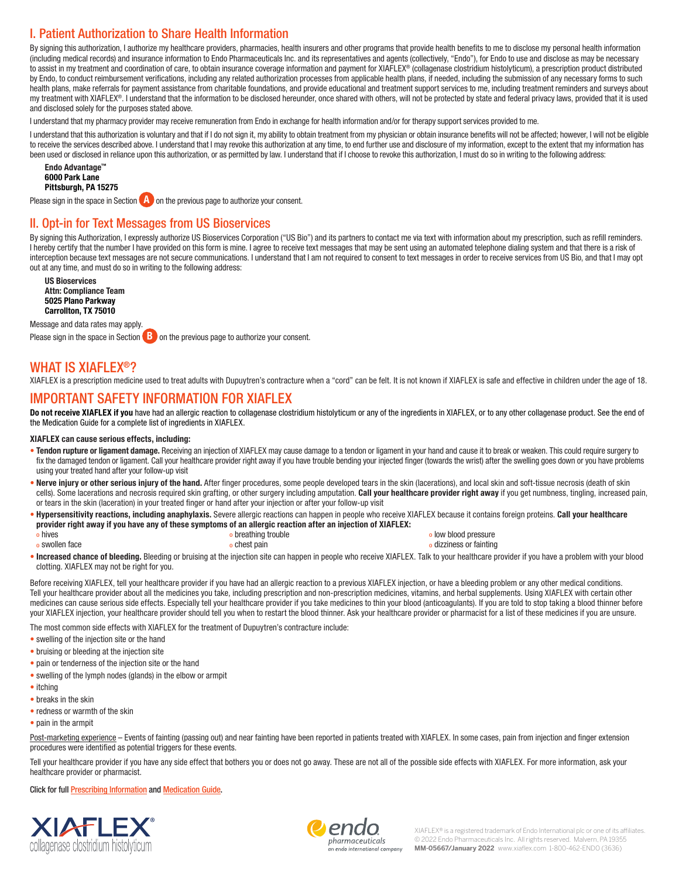## I. Patient Authorization to Share Health Information

By signing this authorization, I authorize my healthcare providers, pharmacies, health insurers and other programs that provide health benefits to me to disclose my personal health information (including medical records) and insurance information to Endo Pharmaceuticals Inc. and its representatives and agents (collectively, "Endo"), for Endo to use and disclose as may be necessary to assist in my treatment and coordination of care, to obtain insurance coverage information and payment for XIAFLEX® (collagenase clostridium histolyticum), a prescription product distributed by Endo, to conduct reimbursement verifications, including any related authorization processes from applicable health plans, if needed, including the submission of any necessary forms to such health plans, make referrals for payment assistance from charitable foundations, and provide educational and treatment support services to me, including treatment reminders and surveys about my treatment with XIAFLEX®. I understand that the information to be disclosed hereunder, once shared with others, will not be protected by state and federal privacy laws, provided that it is used and disclosed solely for the purposes stated above.

I understand that my pharmacy provider may receive remuneration from Endo in exchange for health information and/or for therapy support services provided to me.

I understand that this authorization is voluntary and that if I do not sign it, my ability to obtain treatment from my physician or obtain insurance benefits will not be affected; however, I will not be eligible to receive the services described above. I understand that I may revoke this authorization at any time, to end further use and disclosure of my information, except to the extent that my information has been used or disclosed in reliance upon this authorization, or as permitted by law. I understand that if I choose to revoke this authorization, I must do so in writing to the following address:

**Endo Advantage™**
**6000 Park Lane**
**Pittsburgh, PA 15275**

Please sign in the space in Section **A** on the previous page to authorize your consent.

## II. Opt-in for Text Messages from US Bioservices

By signing this Authorization, I expressly authorize US Bioservices Corporation ("US Bio") and its partners to contact me via text with information about my prescription, such as refill reminders. I hereby certify that the number I have provided on this form is mine. I agree to receive text messages that may be sent using an automated telephone dialing system and that there is a risk of interception because text messages are not secure communications. I understand that I am not required to consent to text messages in order to receive services from US Bio, and that I may opt out at any time, and must do so in writing to the following address:

**US Bioservices**
**Attn: Compliance Team**
**5025 Plano Parkway**
**Carrollton, TX 75010**

Message and data rates may apply.

Please sign in the space in Section **B** on the previous page to authorize your consent.

## WHAT IS XIAFLEX®?

XIAFLEX is a prescription medicine used to treat adults with Dupuytren's contracture when a "cord" can be felt. It is not known if XIAFLEX is safe and effective in children under the age of 18.

## IMPORTANT SAFETY INFORMATION FOR XIAFLEX

**Do not receive XIAFLEX if you** have had an allergic reaction to collagenase clostridium histolyticum or any of the ingredients in XIAFLEX, or to any other collagenase product. See the end of the Medication Guide for a complete list of ingredients in XIAFLEX.

**XIAFLEX can cause serious effects, including:**

- **Tendon rupture or ligament damage.** Receiving an injection of XIAFLEX may cause damage to a tendon or ligament in your hand and cause it to break or weaken. This could require surgery to fix the damaged tendon or ligament. Call your healthcare provider right away if you have trouble bending your injected finger (towards the wrist) after the swelling goes down or you have problems using your treated hand after your follow-up visit
- **Nerve injury or other serious injury of the hand.** After finger procedures, some people developed tears in the skin (lacerations), and local skin and soft-tissue necrosis (death of skin cells). Some lacerations and necrosis required skin grafting, or other surgery including amputation. **Call your healthcare provider right away** if you get numbness, tingling, increased pain, or tears in the skin (laceration) in your treated finger or hand after your injection or after your follow-up visit
- **Hypersensitivity reactions, including anaphylaxis.** Severe allergic reactions can happen in people who receive XIAFLEX because it contains foreign proteins. **Call your healthcare provider right away if you have any of these symptoms of an allergic reaction after an injection of XIAFLEX:**
  - hives
  - swollen face
  - breathing trouble
  - chest pain
  - low blood pressure
  - dizziness or fainting
- **Increased chance of bleeding.** Bleeding or bruising at the injection site can happen in people who receive XIAFLEX. Talk to your healthcare provider if you have a problem with your blood clotting. XIAFLEX may not be right for you.

Before receiving XIAFLEX, tell your healthcare provider if you have had an allergic reaction to a previous XIAFLEX injection, or have a bleeding problem or any other medical conditions. Tell your healthcare provider about all the medicines you take, including prescription and non-prescription medicines, vitamins, and herbal supplements. Using XIAFLEX with certain other medicines can cause serious side effects. Especially tell your healthcare provider if you take medicines to thin your blood (anticoagulants). If you are told to stop taking a blood thinner before your XIAFLEX injection, your healthcare provider should tell you when to restart the blood thinner. Ask your healthcare provider or pharmacist for a list of these medicines if you are unsure.

The most common side effects with XIAFLEX for the treatment of Dupuytren's contracture include:

- swelling of the injection site or the hand
- bruising or bleeding at the injection site
- pain or tenderness of the injection site or the hand
- swelling of the lymph nodes (glands) in the elbow or armpit
- itching
- breaks in the skin
- redness or warmth of the skin
- pain in the armpit

Post-marketing experience – Events of fainting (passing out) and near fainting have been reported in patients treated with XIAFLEX. In some cases, pain from injection and finger extension procedures were identified as potential triggers for these events.

Tell your healthcare provider if you have any side effect that bothers you or does not go away. These are not all of the possible side effects with XIAFLEX. For more information, ask your healthcare provider or pharmacist.

Click for full Prescribing Information and Medication Guide.

XIAFLEX® collagenase clostridium histolyticum

endo pharmaceuticals an endo international company

XIAFLEX® is a registered trademark of Endo International plc or one of its affiliates.
© 2022 Endo Pharmaceuticals Inc. All rights reserved. Malvern, PA 19355
**MM-05667/January 2022** www.xiaflex.com 1-800-462-ENDO (3636)